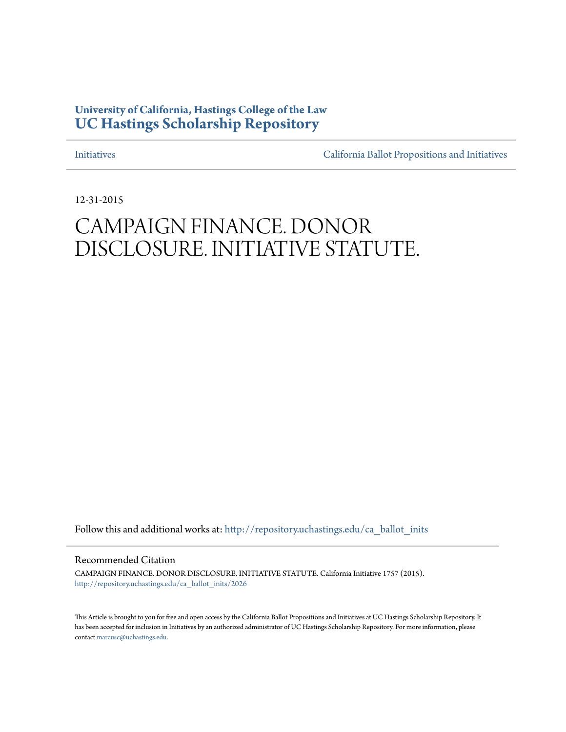University of California, Hastings College of the Law
**UC Hastings Scholarship Repository**

Initiatives | California Ballot Propositions and Initiatives

12-31-2015

# CAMPAIGN FINANCE. DONOR DISCLOSURE. INITIATIVE STATUTE.

Follow this and additional works at: http://repository.uchastings.edu/ca_ballot_inits

## Recommended Citation

CAMPAIGN FINANCE. DONOR DISCLOSURE. INITIATIVE STATUTE. California Initiative 1757 (2015).
http://repository.uchastings.edu/ca_ballot_inits/2026

This Article is brought to you for free and open access by the California Ballot Propositions and Initiatives at UC Hastings Scholarship Repository. It has been accepted for inclusion in Initiatives by an authorized administrator of UC Hastings Scholarship Repository. For more information, please contact marcusc@uchastings.edu.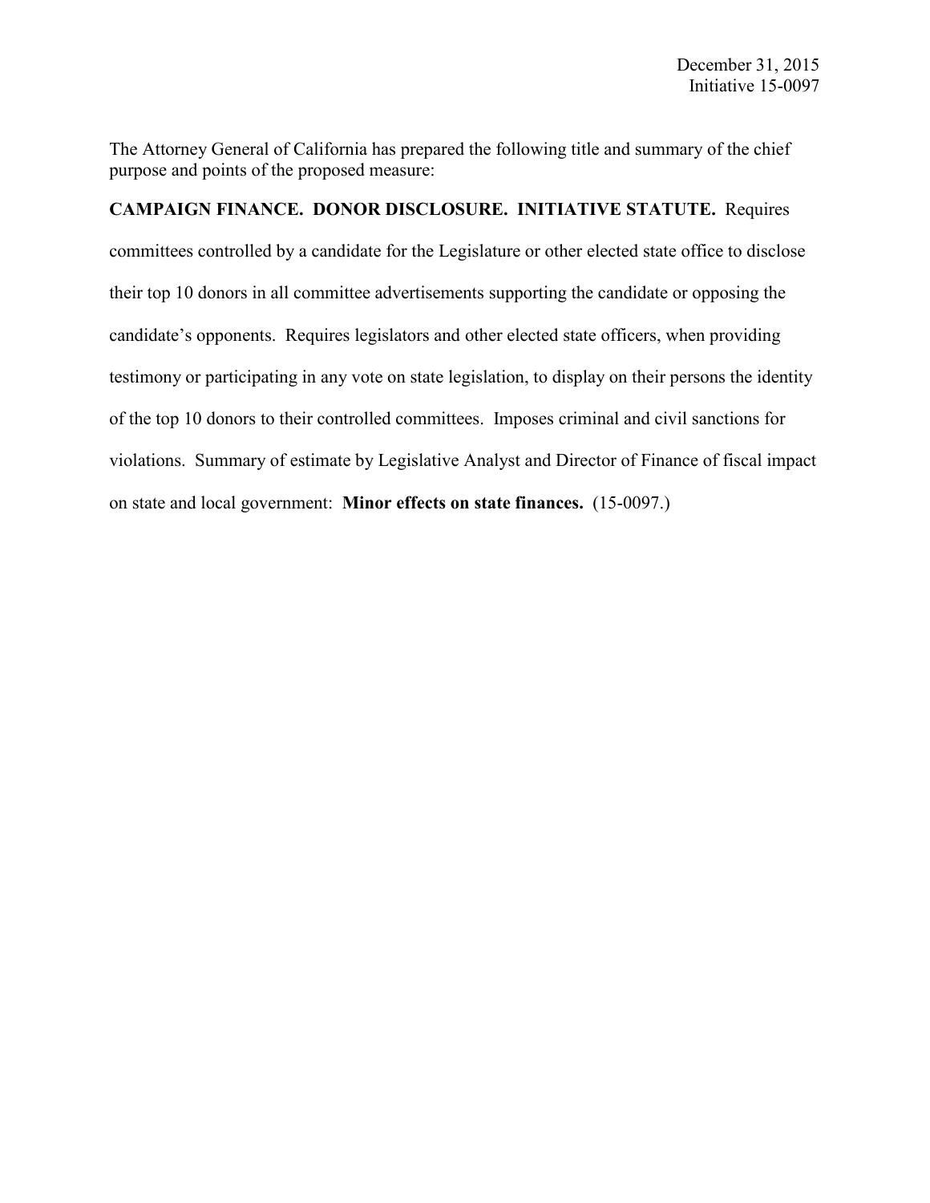December 31, 2015
Initiative 15-0097

The Attorney General of California has prepared the following title and summary of the chief purpose and points of the proposed measure:

**CAMPAIGN FINANCE. DONOR DISCLOSURE. INITIATIVE STATUTE.** Requires committees controlled by a candidate for the Legislature or other elected state office to disclose their top 10 donors in all committee advertisements supporting the candidate or opposing the candidate's opponents. Requires legislators and other elected state officers, when providing testimony or participating in any vote on state legislation, to display on their persons the identity of the top 10 donors to their controlled committees. Imposes criminal and civil sanctions for violations. Summary of estimate by Legislative Analyst and Director of Finance of fiscal impact on state and local government: **Minor effects on state finances.** (15-0097.)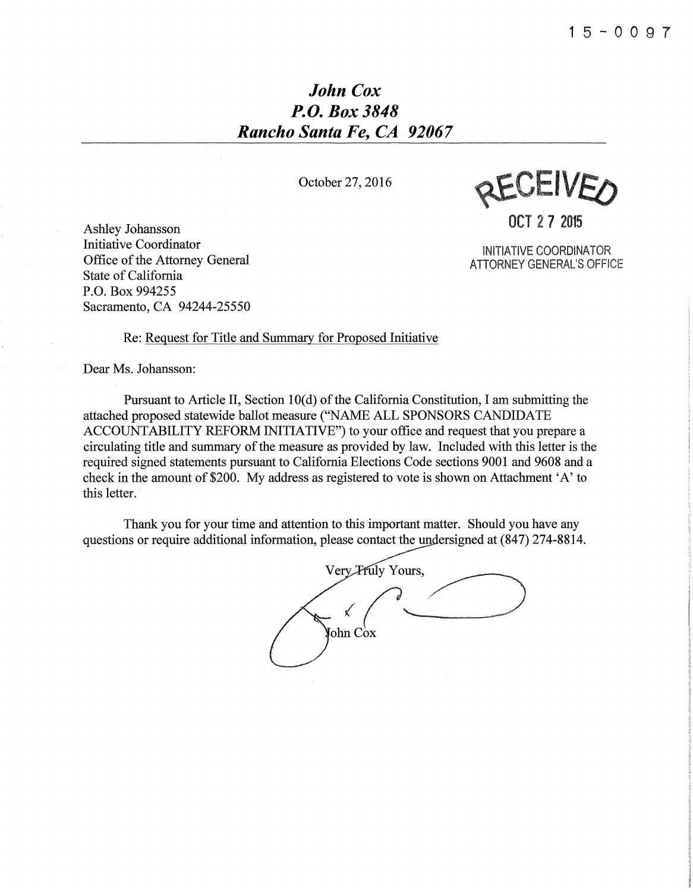15-0097

***John Cox***
***P.O. Box 3848***
***Rancho Santa Fe, CA 92067***

October 27, 2016

RECEIVED

OCT 27 2015

INITIATIVE COORDINATOR
ATTORNEY GENERAL'S OFFICE

Ashley Johansson
Initiative Coordinator
Office of the Attorney General
State of California
P.O. Box 994255
Sacramento, CA 94244-25550

Re: Request for Title and Summary for Proposed Initiative

Dear Ms. Johansson:

Pursuant to Article II, Section 10(d) of the California Constitution, I am submitting the attached proposed statewide ballot measure ("NAME ALL SPONSORS CANDIDATE ACCOUNTABILITY REFORM INITIATIVE") to your office and request that you prepare a circulating title and summary of the measure as provided by law. Included with this letter is the required signed statements pursuant to California Elections Code sections 9001 and 9608 and a check in the amount of $200. My address as registered to vote is shown on Attachment 'A' to this letter.

Thank you for your time and attention to this important matter. Should you have any questions or require additional information, please contact the undersigned at (847) 274-8814.

Very Truly Yours,

John Cox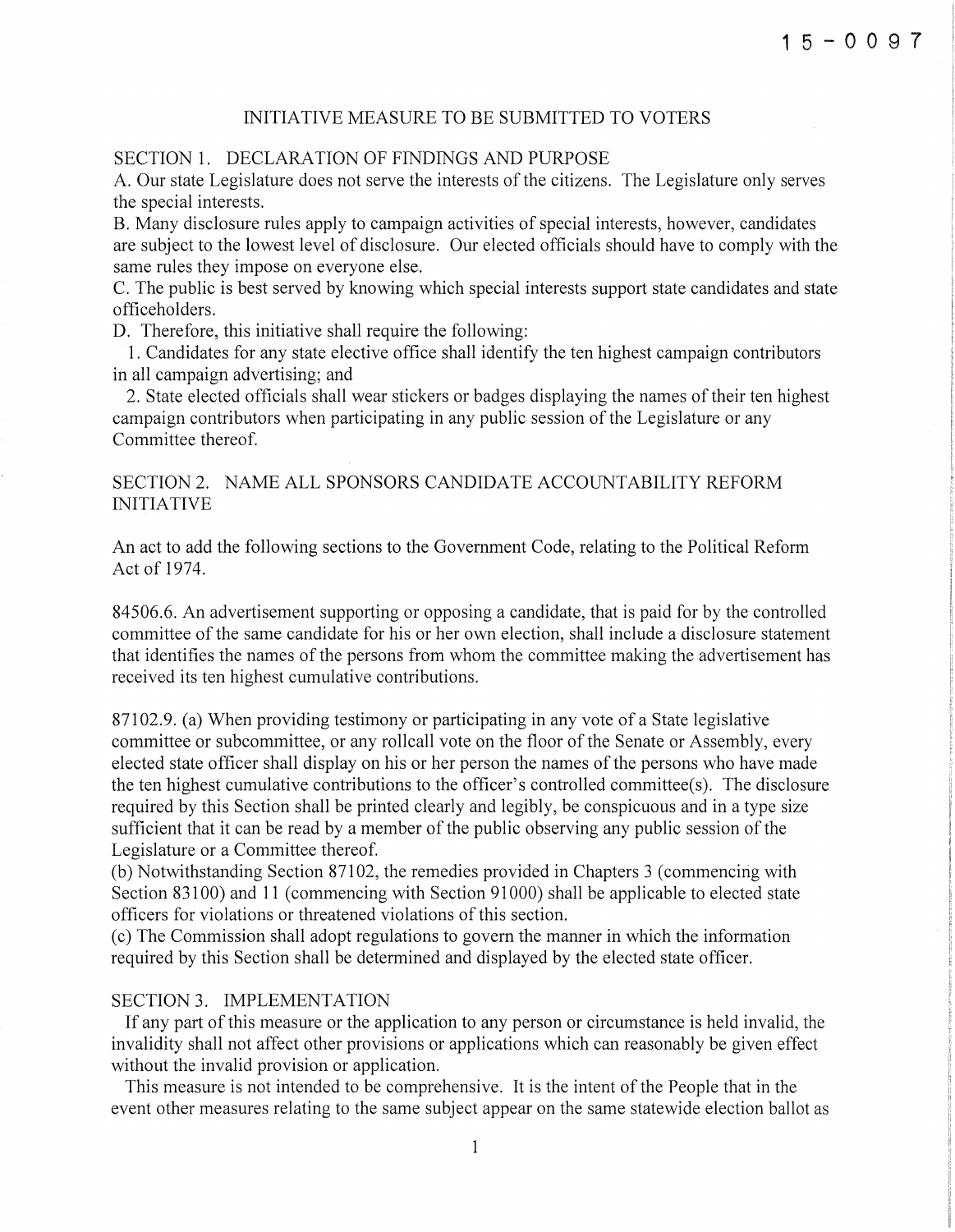15-0097

# INITIATIVE MEASURE TO BE SUBMITTED TO VOTERS

## SECTION 1. DECLARATION OF FINDINGS AND PURPOSE

A. Our state Legislature does not serve the interests of the citizens. The Legislature only serves the special interests.

B. Many disclosure rules apply to campaign activities of special interests, however, candidates are subject to the lowest level of disclosure. Our elected officials should have to comply with the same rules they impose on everyone else.

C. The public is best served by knowing which special interests support state candidates and state officeholders.

D. Therefore, this initiative shall require the following:

1. Candidates for any state elective office shall identify the ten highest campaign contributors in all campaign advertising; and
2. State elected officials shall wear stickers or badges displaying the names of their ten highest campaign contributors when participating in any public session of the Legislature or any Committee thereof.

## SECTION 2. NAME ALL SPONSORS CANDIDATE ACCOUNTABILITY REFORM INITIATIVE

An act to add the following sections to the Government Code, relating to the Political Reform Act of 1974.

84506.6. An advertisement supporting or opposing a candidate, that is paid for by the controlled committee of the same candidate for his or her own election, shall include a disclosure statement that identifies the names of the persons from whom the committee making the advertisement has received its ten highest cumulative contributions.

87102.9. (a) When providing testimony or participating in any vote of a State legislative committee or subcommittee, or any rollcall vote on the floor of the Senate or Assembly, every elected state officer shall display on his or her person the names of the persons who have made the ten highest cumulative contributions to the officer's controlled committee(s). The disclosure required by this Section shall be printed clearly and legibly, be conspicuous and in a type size sufficient that it can be read by a member of the public observing any public session of the Legislature or a Committee thereof.

(b) Notwithstanding Section 87102, the remedies provided in Chapters 3 (commencing with Section 83100) and 11 (commencing with Section 91000) shall be applicable to elected state officers for violations or threatened violations of this section.

(c) The Commission shall adopt regulations to govern the manner in which the information required by this Section shall be determined and displayed by the elected state officer.

## SECTION 3. IMPLEMENTATION

If any part of this measure or the application to any person or circumstance is held invalid, the invalidity shall not affect other provisions or applications which can reasonably be given effect without the invalid provision or application.

This measure is not intended to be comprehensive. It is the intent of the People that in the event other measures relating to the same subject appear on the same statewide election ballot as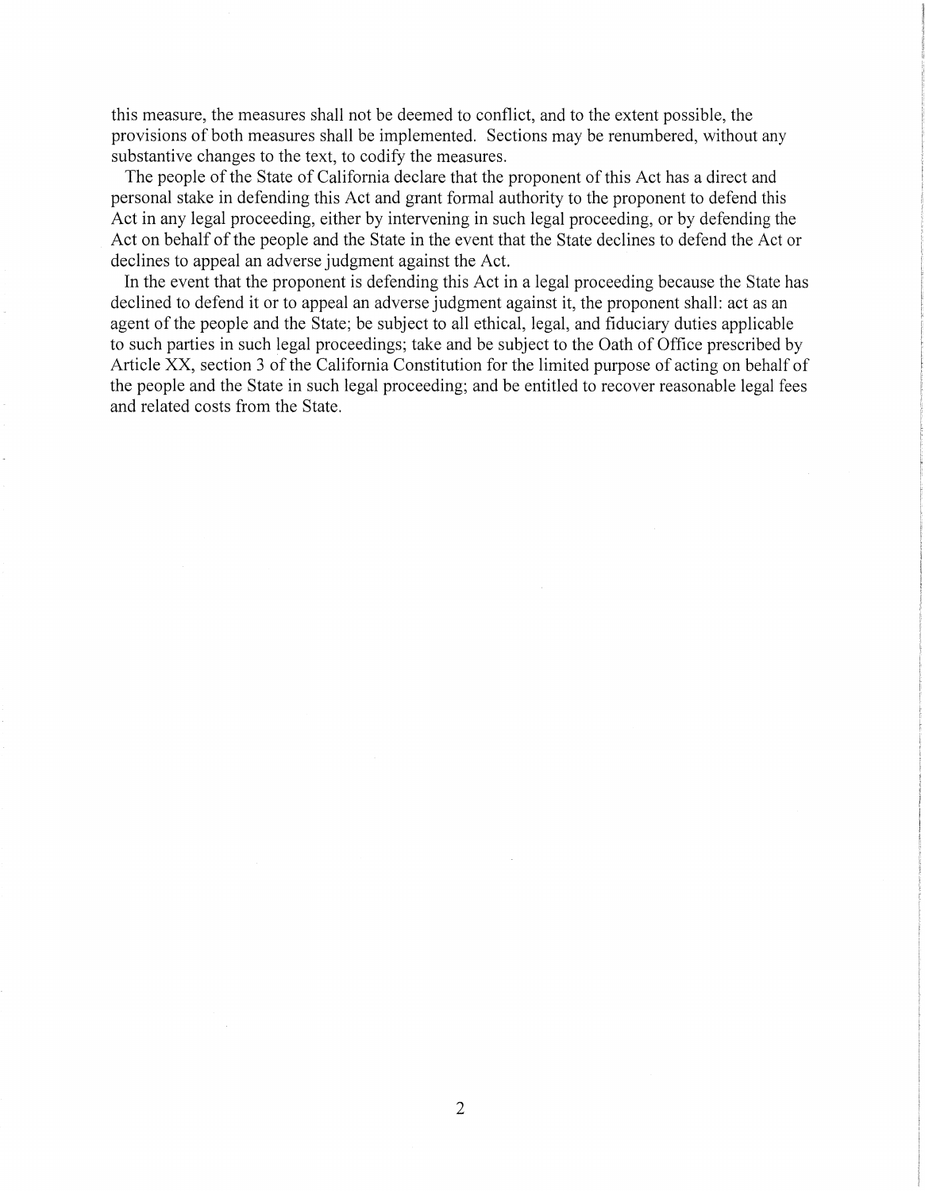this measure, the measures shall not be deemed to conflict, and to the extent possible, the provisions of both measures shall be implemented. Sections may be renumbered, without any substantive changes to the text, to codify the measures.

The people of the State of California declare that the proponent of this Act has a direct and personal stake in defending this Act and grant formal authority to the proponent to defend this Act in any legal proceeding, either by intervening in such legal proceeding, or by defending the Act on behalf of the people and the State in the event that the State declines to defend the Act or declines to appeal an adverse judgment against the Act.

In the event that the proponent is defending this Act in a legal proceeding because the State has declined to defend it or to appeal an adverse judgment against it, the proponent shall: act as an agent of the people and the State; be subject to all ethical, legal, and fiduciary duties applicable to such parties in such legal proceedings; take and be subject to the Oath of Office prescribed by Article XX, section 3 of the California Constitution for the limited purpose of acting on behalf of the people and the State in such legal proceeding; and be entitled to recover reasonable legal fees and related costs from the State.